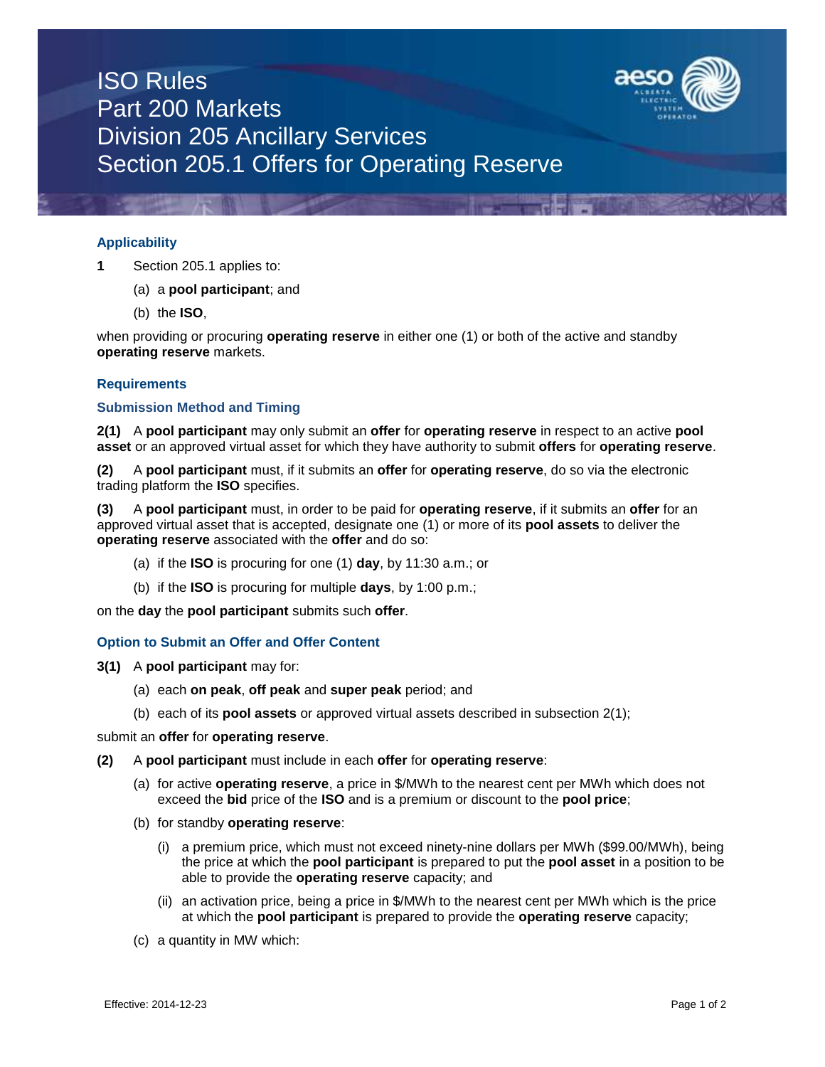# ISO Rules
# Part 200 Markets
# Division 205 Ancillary Services
# Section 205.1 Offers for Operating Reserve

### Applicability

**1** Section 205.1 applies to:

(a) a **pool participant**; and

(b) the **ISO**,

when providing or procuring **operating reserve** in either one (1) or both of the active and standby **operating reserve** markets.

### Requirements

### Submission Method and Timing

**2(1)** A **pool participant** may only submit an **offer** for **operating reserve** in respect to an active **pool asset** or an approved virtual asset for which they have authority to submit **offers** for **operating reserve**.

**(2)** A **pool participant** must, if it submits an **offer** for **operating reserve**, do so via the electronic trading platform the **ISO** specifies.

**(3)** A **pool participant** must, in order to be paid for **operating reserve**, if it submits an **offer** for an approved virtual asset that is accepted, designate one (1) or more of its **pool assets** to deliver the **operating reserve** associated with the **offer** and do so:

(a) if the **ISO** is procuring for one (1) **day**, by 11:30 a.m.; or

(b) if the **ISO** is procuring for multiple **days**, by 1:00 p.m.;

on the **day** the **pool participant** submits such **offer**.

### Option to Submit an Offer and Offer Content

**3(1)** A **pool participant** may for:

(a) each **on peak**, **off peak** and **super peak** period; and

(b) each of its **pool assets** or approved virtual assets described in subsection 2(1);

submit an **offer** for **operating reserve**.

**(2)** A **pool participant** must include in each **offer** for **operating reserve**:

(a) for active **operating reserve**, a price in $/MWh to the nearest cent per MWh which does not exceed the **bid** price of the **ISO** and is a premium or discount to the **pool price**;

(b) for standby **operating reserve**:

(i) a premium price, which must not exceed ninety-nine dollars per MWh ($99.00/MWh), being the price at which the **pool participant** is prepared to put the **pool asset** in a position to be able to provide the **operating reserve** capacity; and

(ii) an activation price, being a price in $/MWh to the nearest cent per MWh which is the price at which the **pool participant** is prepared to provide the **operating reserve** capacity;

(c) a quantity in MW which:

Effective: 2014-12-23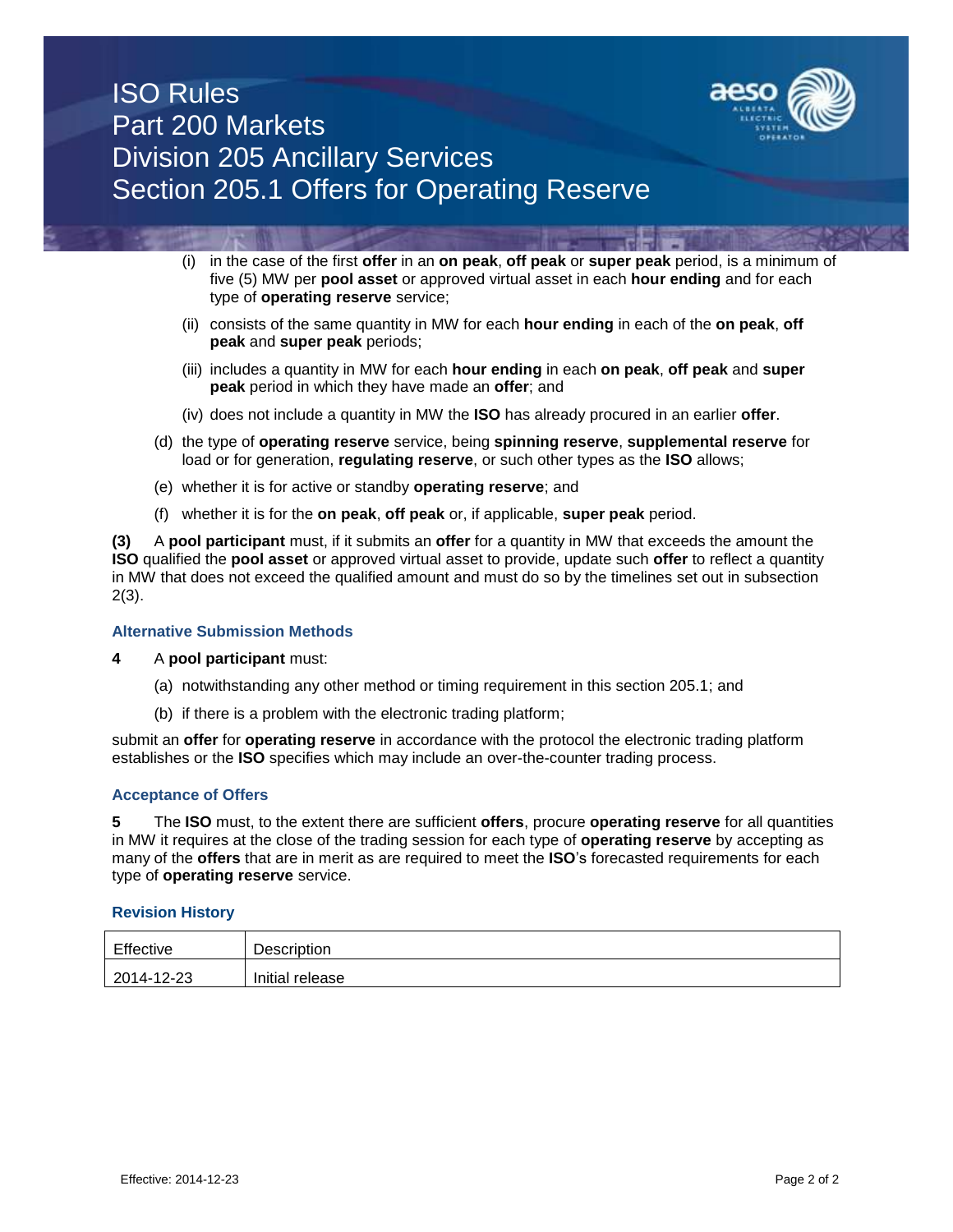(i) in the case of the first **offer** in an **on peak**, **off peak** or **super peak** period, is a minimum of five (5) MW per **pool asset** or approved virtual asset in each **hour ending** and for each type of **operating reserve** service;

(ii) consists of the same quantity in MW for each **hour ending** in each of the **on peak**, **off peak** and **super peak** periods;

(iii) includes a quantity in MW for each **hour ending** in each **on peak**, **off peak** and **super peak** period in which they have made an **offer**; and

(iv) does not include a quantity in MW the **ISO** has already procured in an earlier **offer**.

(d) the type of **operating reserve** service, being **spinning reserve**, **supplemental reserve** for load or for generation, **regulating reserve**, or such other types as the **ISO** allows;

(e) whether it is for active or standby **operating reserve**; and

(f) whether it is for the **on peak**, **off peak** or, if applicable, **super peak** period.

**(3)** A **pool participant** must, if it submits an **offer** for a quantity in MW that exceeds the amount the **ISO** qualified the **pool asset** or approved virtual asset to provide, update such **offer** to reflect a quantity in MW that does not exceed the qualified amount and must do so by the timelines set out in subsection 2(3).

### Alternative Submission Methods

**4** A **pool participant** must:

(a) notwithstanding any other method or timing requirement in this section 205.1; and

(b) if there is a problem with the electronic trading platform;

submit an **offer** for **operating reserve** in accordance with the protocol the electronic trading platform establishes or the **ISO** specifies which may include an over-the-counter trading process.

### Acceptance of Offers

**5** The **ISO** must, to the extent there are sufficient **offers**, procure **operating reserve** for all quantities in MW it requires at the close of the trading session for each type of **operating reserve** by accepting as many of the **offers** that are in merit as are required to meet the **ISO**'s forecasted requirements for each type of **operating reserve** service.

### Revision History

| Effective | Description |
|---|---|
| 2014-12-23 | Initial release |